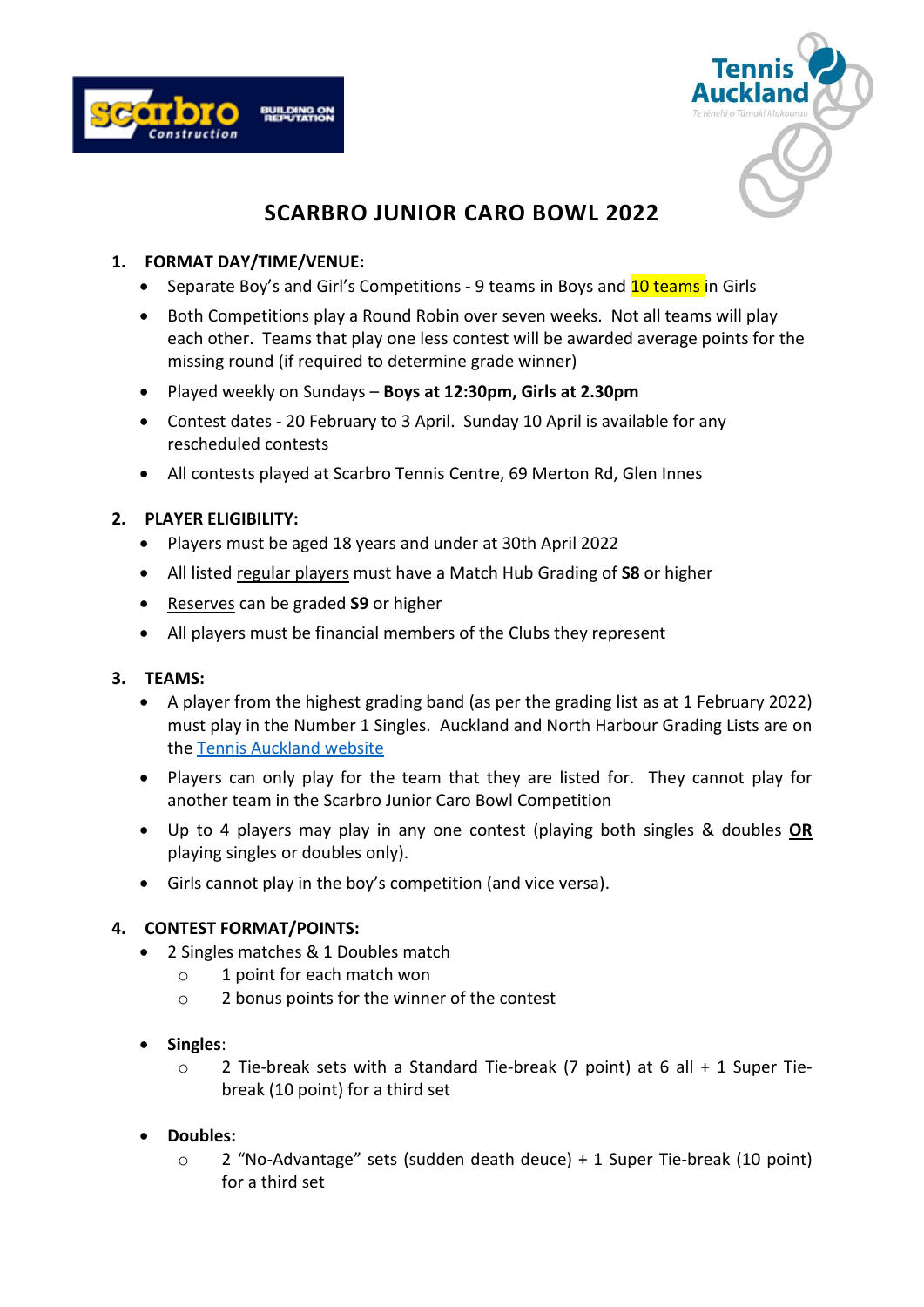# SCARBRO JUNIOR CARO BOWL 2022

## 1. FORMAT DAY/TIME/VENUE:

- Separate Boy's and Girl's Competitions - 9 teams in Boys and 10 teams in Girls
- Both Competitions play a Round Robin over seven weeks. Not all teams will play each other. Teams that play one less contest will be awarded average points for the missing round (if required to determine grade winner)
- Played weekly on Sundays – **Boys at 12:30pm, Girls at 2.30pm**
- Contest dates - 20 February to 3 April. Sunday 10 April is available for any rescheduled contests
- All contests played at Scarbro Tennis Centre, 69 Merton Rd, Glen Innes

## 2. PLAYER ELIGIBILITY:

- Players must be aged 18 years and under at 30th April 2022
- All listed regular players must have a Match Hub Grading of **S8** or higher
- Reserves can be graded **S9** or higher
- All players must be financial members of the Clubs they represent

## 3. TEAMS:

- A player from the highest grading band (as per the grading list as at 1 February 2022) must play in the Number 1 Singles. Auckland and North Harbour Grading Lists are on the Tennis Auckland website
- Players can only play for the team that they are listed for. They cannot play for another team in the Scarbro Junior Caro Bowl Competition
- Up to 4 players may play in any one contest (playing both singles & doubles **OR** playing singles or doubles only).
- Girls cannot play in the boy's competition (and vice versa).

## 4. CONTEST FORMAT/POINTS:

- 2 Singles matches & 1 Doubles match
  - 1 point for each match won
  - 2 bonus points for the winner of the contest

- **Singles**:
  - 2 Tie-break sets with a Standard Tie-break (7 point) at 6 all + 1 Super Tie-break (10 point) for a third set

- **Doubles:**
  - 2 "No-Advantage" sets (sudden death deuce) + 1 Super Tie-break (10 point) for a third set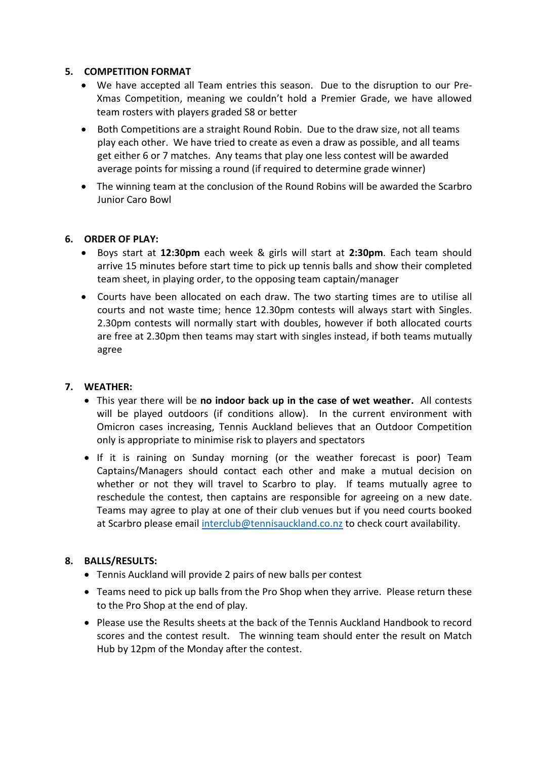## 5. COMPETITION FORMAT

- We have accepted all Team entries this season. Due to the disruption to our Pre-Xmas Competition, meaning we couldn't hold a Premier Grade, we have allowed team rosters with players graded S8 or better
- Both Competitions are a straight Round Robin. Due to the draw size, not all teams play each other. We have tried to create as even a draw as possible, and all teams get either 6 or 7 matches. Any teams that play one less contest will be awarded average points for missing a round (if required to determine grade winner)
- The winning team at the conclusion of the Round Robins will be awarded the Scarbro Junior Caro Bowl

## 6. ORDER OF PLAY:

- Boys start at **12:30pm** each week & girls will start at **2:30pm**. Each team should arrive 15 minutes before start time to pick up tennis balls and show their completed team sheet, in playing order, to the opposing team captain/manager
- Courts have been allocated on each draw. The two starting times are to utilise all courts and not waste time; hence 12.30pm contests will always start with Singles. 2.30pm contests will normally start with doubles, however if both allocated courts are free at 2.30pm then teams may start with singles instead, if both teams mutually agree

## 7. WEATHER:

- This year there will be **no indoor back up in the case of wet weather.** All contests will be played outdoors (if conditions allow). In the current environment with Omicron cases increasing, Tennis Auckland believes that an Outdoor Competition only is appropriate to minimise risk to players and spectators
- If it is raining on Sunday morning (or the weather forecast is poor) Team Captains/Managers should contact each other and make a mutual decision on whether or not they will travel to Scarbro to play. If teams mutually agree to reschedule the contest, then captains are responsible for agreeing on a new date. Teams may agree to play at one of their club venues but if you need courts booked at Scarbro please email interclub@tennisauckland.co.nz to check court availability.

## 8. BALLS/RESULTS:

- Tennis Auckland will provide 2 pairs of new balls per contest
- Teams need to pick up balls from the Pro Shop when they arrive. Please return these to the Pro Shop at the end of play.
- Please use the Results sheets at the back of the Tennis Auckland Handbook to record scores and the contest result. The winning team should enter the result on Match Hub by 12pm of the Monday after the contest.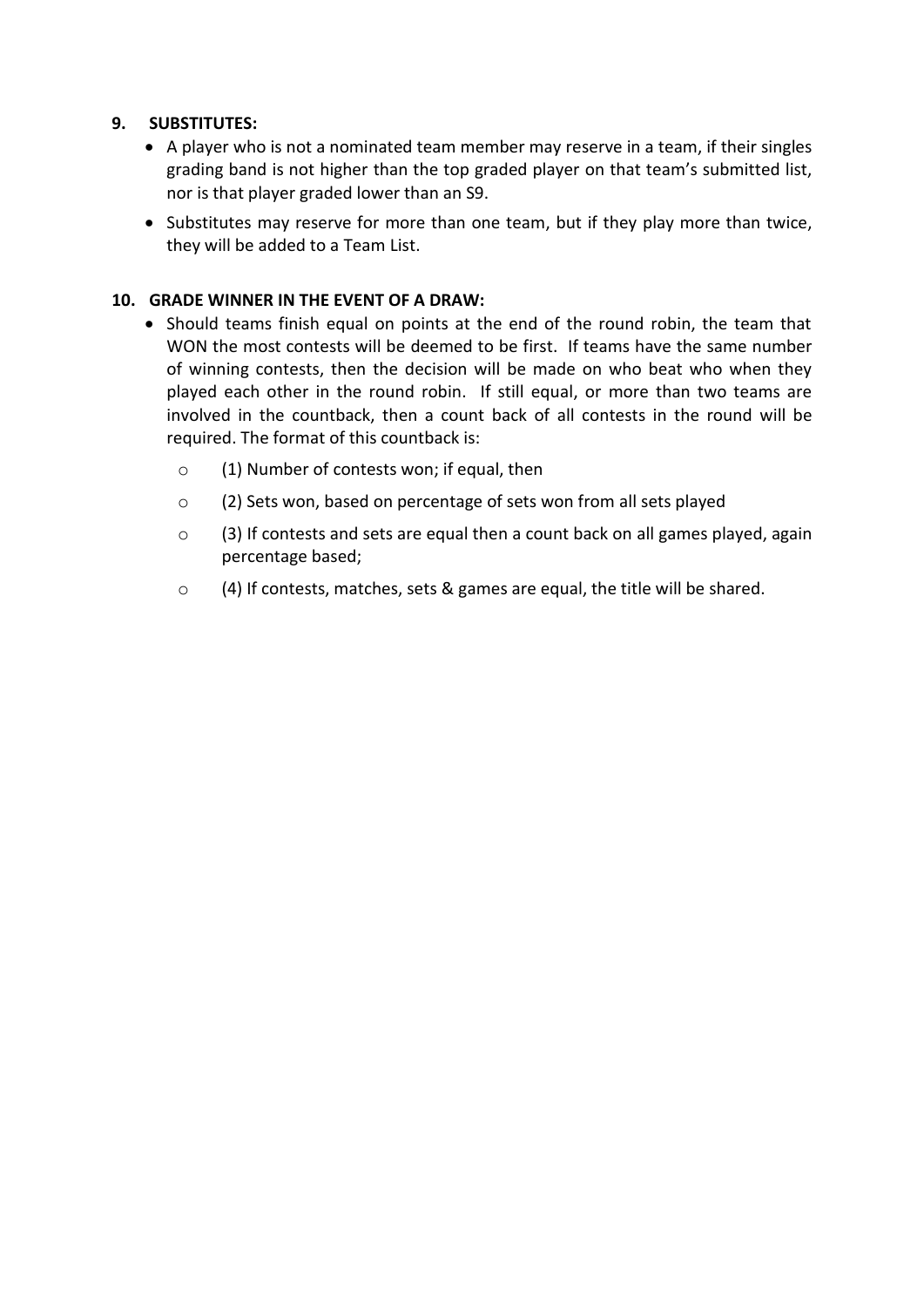## 9. SUBSTITUTES:

- A player who is not a nominated team member may reserve in a team, if their singles grading band is not higher than the top graded player on that team's submitted list, nor is that player graded lower than an S9.
- Substitutes may reserve for more than one team, but if they play more than twice, they will be added to a Team List.

## 10. GRADE WINNER IN THE EVENT OF A DRAW:

- Should teams finish equal on points at the end of the round robin, the team that WON the most contests will be deemed to be first. If teams have the same number of winning contests, then the decision will be made on who beat who when they played each other in the round robin. If still equal, or more than two teams are involved in the countback, then a count back of all contests in the round will be required. The format of this countback is:
  - (1) Number of contests won; if equal, then
  - (2) Sets won, based on percentage of sets won from all sets played
  - (3) If contests and sets are equal then a count back on all games played, again percentage based;
  - (4) If contests, matches, sets & games are equal, the title will be shared.